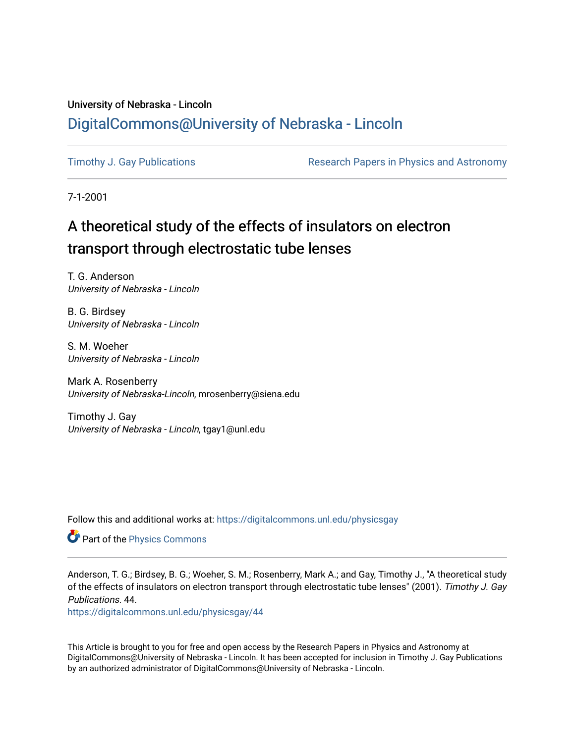University of Nebraska - Lincoln

## DigitalCommons@University of Nebraska - Lincoln

Timothy J. Gay Publications

Research Papers in Physics and Astronomy

7-1-2001

# A theoretical study of the effects of insulators on electron transport through electrostatic tube lenses

T. G. Anderson
*University of Nebraska - Lincoln*

B. G. Birdsey
*University of Nebraska - Lincoln*

S. M. Woeher
*University of Nebraska - Lincoln*

Mark A. Rosenberry
*University of Nebraska-Lincoln*, mrosenberry@siena.edu

Timothy J. Gay
*University of Nebraska - Lincoln*, tgay1@unl.edu

Follow this and additional works at: https://digitalcommons.unl.edu/physicsgay

Part of the Physics Commons

Anderson, T. G.; Birdsey, B. G.; Woeher, S. M.; Rosenberry, Mark A.; and Gay, Timothy J., "A theoretical study of the effects of insulators on electron transport through electrostatic tube lenses" (2001). *Timothy J. Gay Publications*. 44.
https://digitalcommons.unl.edu/physicsgay/44

This Article is brought to you for free and open access by the Research Papers in Physics and Astronomy at DigitalCommons@University of Nebraska - Lincoln. It has been accepted for inclusion in Timothy J. Gay Publications by an authorized administrator of DigitalCommons@University of Nebraska - Lincoln.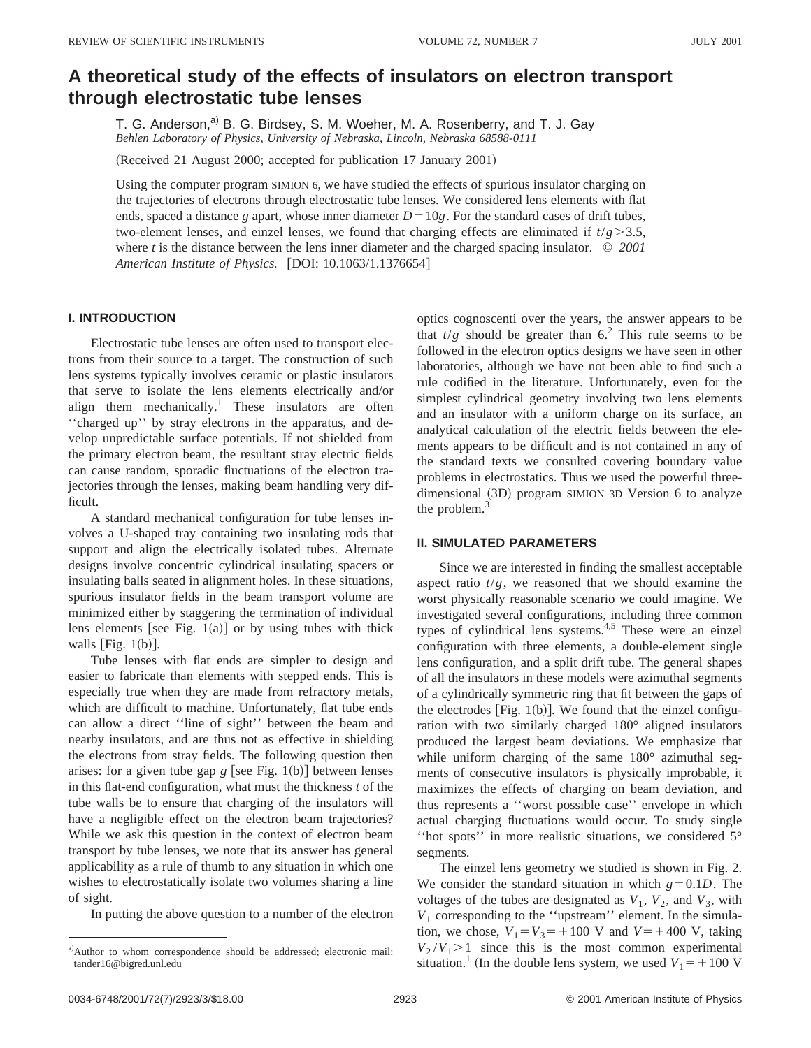# A theoretical study of the effects of insulators on electron transport through electrostatic tube lenses

T. G. Anderson,[a] B. G. Birdsey, S. M. Woeher, M. A. Rosenberry, and T. J. Gay

*Behlen Laboratory of Physics, University of Nebraska, Lincoln, Nebraska 68588-0111*

(Received 21 August 2000; accepted for publication 17 January 2001)

Using the computer program SIMION 6, we have studied the effects of spurious insulator charging on the trajectories of electrons through electrostatic tube lenses. We considered lens elements with flat ends, spaced a distance $g$ apart, whose inner diameter $D=10g$. For the standard cases of drift tubes, two-element lenses, and einzel lenses, we found that charging effects are eliminated if $t/g>3.5$, where $t$ is the distance between the lens inner diameter and the charged spacing insulator. © *2001 American Institute of Physics.* [DOI: 10.1063/1.1376654]

## I. INTRODUCTION

Electrostatic tube lenses are often used to transport electrons from their source to a target. The construction of such lens systems typically involves ceramic or plastic insulators that serve to isolate the lens elements electrically and/or align them mechanically.[1] These insulators are often ''charged up'' by stray electrons in the apparatus, and develop unpredictable surface potentials. If not shielded from the primary electron beam, the resultant stray electric fields can cause random, sporadic fluctuations of the electron trajectories through the lenses, making beam handling very difficult.

A standard mechanical configuration for tube lenses involves a U-shaped tray containing two insulating rods that support and align the electrically isolated tubes. Alternate designs involve concentric cylindrical insulating spacers or insulating balls seated in alignment holes. In these situations, spurious insulator fields in the beam transport volume are minimized either by staggering the termination of individual lens elements [see Fig. 1(a)] or by using tubes with thick walls [Fig. 1(b)].

Tube lenses with flat ends are simpler to design and easier to fabricate than elements with stepped ends. This is especially true when they are made from refractory metals, which are difficult to machine. Unfortunately, flat tube ends can allow a direct ''line of sight'' between the beam and nearby insulators, and are thus not as effective in shielding the electrons from stray fields. The following question then arises: for a given tube gap $g$ [see Fig. 1(b)] between lenses in this flat-end configuration, what must the thickness $t$ of the tube walls be to ensure that charging of the insulators will have a negligible effect on the electron beam trajectories? While we ask this question in the context of electron beam transport by tube lenses, we note that its answer has general applicability as a rule of thumb to any situation in which one wishes to electrostatically isolate two volumes sharing a line of sight.

In putting the above question to a number of the electron optics cognoscenti over the years, the answer appears to be that $t/g$ should be greater than 6.[2] This rule seems to be followed in the electron optics designs we have seen in other laboratories, although we have not been able to find such a rule codified in the literature. Unfortunately, even for the simplest cylindrical geometry involving two lens elements and an insulator with a uniform charge on its surface, an analytical calculation of the electric fields between the elements appears to be difficult and is not contained in any of the standard texts we consulted covering boundary value problems in electrostatics. Thus we used the powerful three-dimensional (3D) program SIMION 3D Version 6 to analyze the problem.[3]

## II. SIMULATED PARAMETERS

Since we are interested in finding the smallest acceptable aspect ratio $t/g$, we reasoned that we should examine the worst physically reasonable scenario we could imagine. We investigated several configurations, including three common types of cylindrical lens systems.[4,5] These were an einzel configuration with three elements, a double-element single lens configuration, and a split drift tube. The general shapes of all the insulators in these models were azimuthal segments of a cylindrically symmetric ring that fit between the gaps of the electrodes [Fig. 1(b)]. We found that the einzel configuration with two similarly charged 180° aligned insulators produced the largest beam deviations. We emphasize that while uniform charging of the same 180° azimuthal segments of consecutive insulators is physically improbable, it maximizes the effects of charging on beam deviation, and thus represents a ''worst possible case'' envelope in which actual charging fluctuations would occur. To study single ''hot spots'' in more realistic situations, we considered 5° segments.

The einzel lens geometry we studied is shown in Fig. 2. We consider the standard situation in which $g=0.1D$. The voltages of the tubes are designated as $V_1$, $V_2$, and $V_3$, with $V_1$ corresponding to the ''upstream'' element. In the simulation, we chose, $V_1=V_3=+100$ V and $V=+400$ V, taking $V_2/V_1>1$ since this is the most common experimental situation.[1] (In the double lens system, we used $V_1=+100$ V

---

[a] Author to whom correspondence should be addressed; electronic mail: tander16@bigred.unl.edu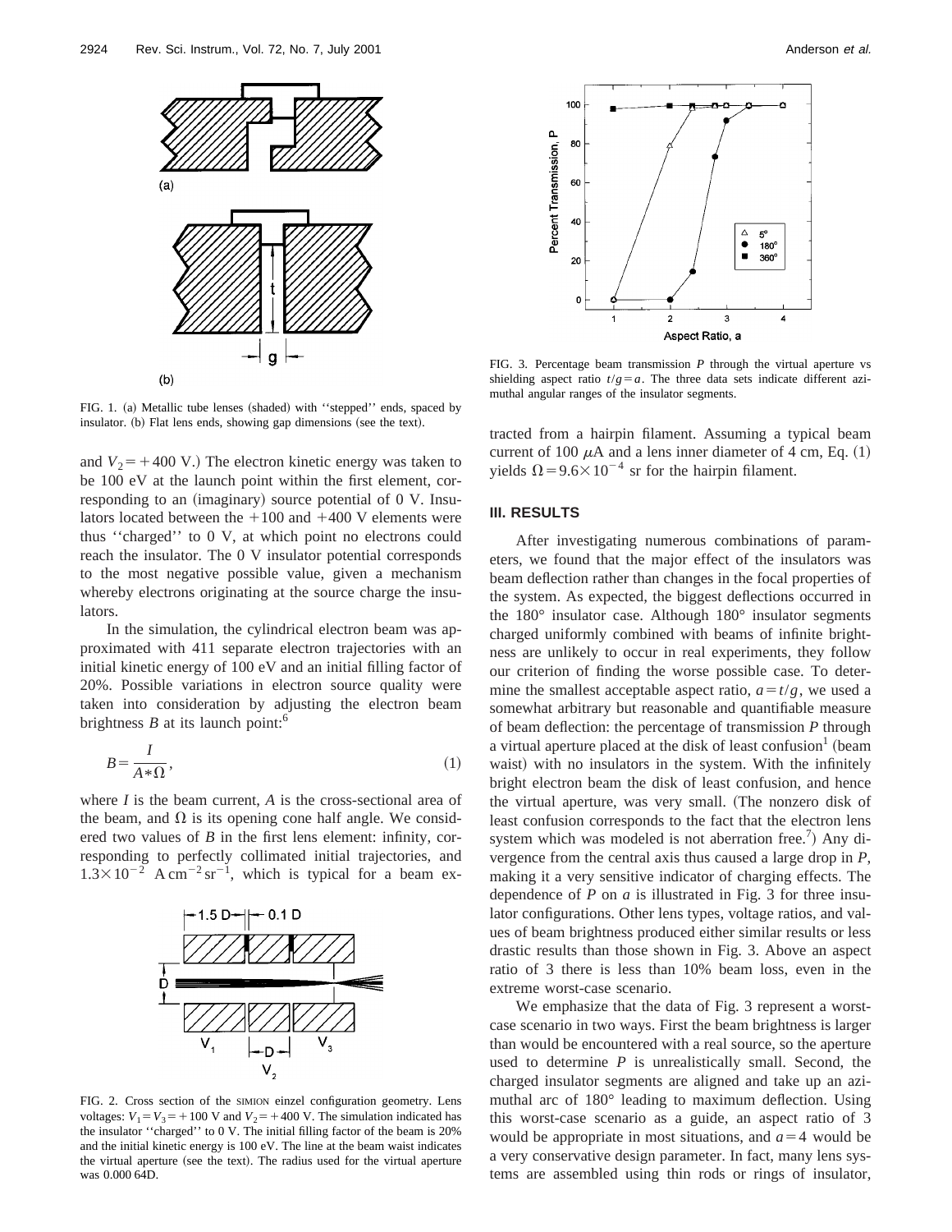FIG. 1. (a) Metallic tube lenses (shaded) with ''stepped'' ends, spaced by insulator. (b) Flat lens ends, showing gap dimensions (see the text).

and $V_2 = +400$ V.) The electron kinetic energy was taken to be 100 eV at the launch point within the first element, corresponding to an (imaginary) source potential of 0 V. Insulators located between the +100 and +400 V elements were thus ''charged'' to 0 V, at which point no electrons could reach the insulator. The 0 V insulator potential corresponds to the most negative possible value, given a mechanism whereby electrons originating at the source charge the insulators.

In the simulation, the cylindrical electron beam was approximated with 411 separate electron trajectories with an initial kinetic energy of 100 eV and an initial filling factor of 20%. Possible variations in electron source quality were taken into consideration by adjusting the electron beam brightness $B$ at its launch point:[6]

$$B = \frac{I}{A * \Omega}, \tag{1}$$

where $I$ is the beam current, $A$ is the cross-sectional area of the beam, and $\Omega$ is its opening cone half angle. We considered two values of $B$ in the first lens element: infinity, corresponding to perfectly collimated initial trajectories, and $1.3 \times 10^{-2}$ A cm$^{-2}$ sr$^{-1}$, which is typical for a beam extracted from a hairpin filament. Assuming a typical beam current of 100 $\mu$A and a lens inner diameter of 4 cm, Eq. (1) yields $\Omega = 9.6 \times 10^{-4}$ sr for the hairpin filament.

FIG. 2. Cross section of the SIMION einzel configuration geometry. Lens voltages: $V_1 = V_3 = +100$ V and $V_2 = +400$ V. The simulation indicated has the insulator ''charged'' to 0 V. The initial filling factor of the beam is 20% and the initial kinetic energy is 100 eV. The line at the beam waist indicates the virtual aperture (see the text). The radius used for the virtual aperture was 0.000 64D.

FIG. 3. Percentage beam transmission $P$ through the virtual aperture vs shielding aspect ratio $t/g = a$. The three data sets indicate different azimuthal angular ranges of the insulator segments.

## III. RESULTS

After investigating numerous combinations of parameters, we found that the major effect of the insulators was beam deflection rather than changes in the focal properties of the system. As expected, the biggest deflections occurred in the 180° insulator case. Although 180° insulator segments charged uniformly combined with beams of infinite brightness are unlikely to occur in real experiments, they follow our criterion of finding the worse possible case. To determine the smallest acceptable aspect ratio, $a = t/g$, we used a somewhat arbitrary but reasonable and quantifiable measure of beam deflection: the percentage of transmission $P$ through a virtual aperture placed at the disk of least confusion[1] (beam waist) with no insulators in the system. With the infinitely bright electron beam the disk of least confusion, and hence the virtual aperture, was very small. (The nonzero disk of least confusion corresponds to the fact that the electron lens system which was modeled is not aberration free.[7]) Any divergence from the central axis thus caused a large drop in $P$, making it a very sensitive indicator of charging effects. The dependence of $P$ on $a$ is illustrated in Fig. 3 for three insulator configurations. Other lens types, voltage ratios, and values of beam brightness produced either similar results or less drastic results than those shown in Fig. 3. Above an aspect ratio of 3 there is less than 10% beam loss, even in the extreme worst-case scenario.

We emphasize that the data of Fig. 3 represent a worst-case scenario in two ways. First the beam brightness is larger than would be encountered with a real source, so the aperture used to determine $P$ is unrealistically small. Second, the charged insulator segments are aligned and take up an azimuthal arc of 180° leading to maximum deflection. Using this worst-case scenario as a guide, an aspect ratio of 3 would be appropriate in most situations, and $a = 4$ would be a very conservative design parameter. In fact, many lens systems are assembled using thin rods or rings of insulator,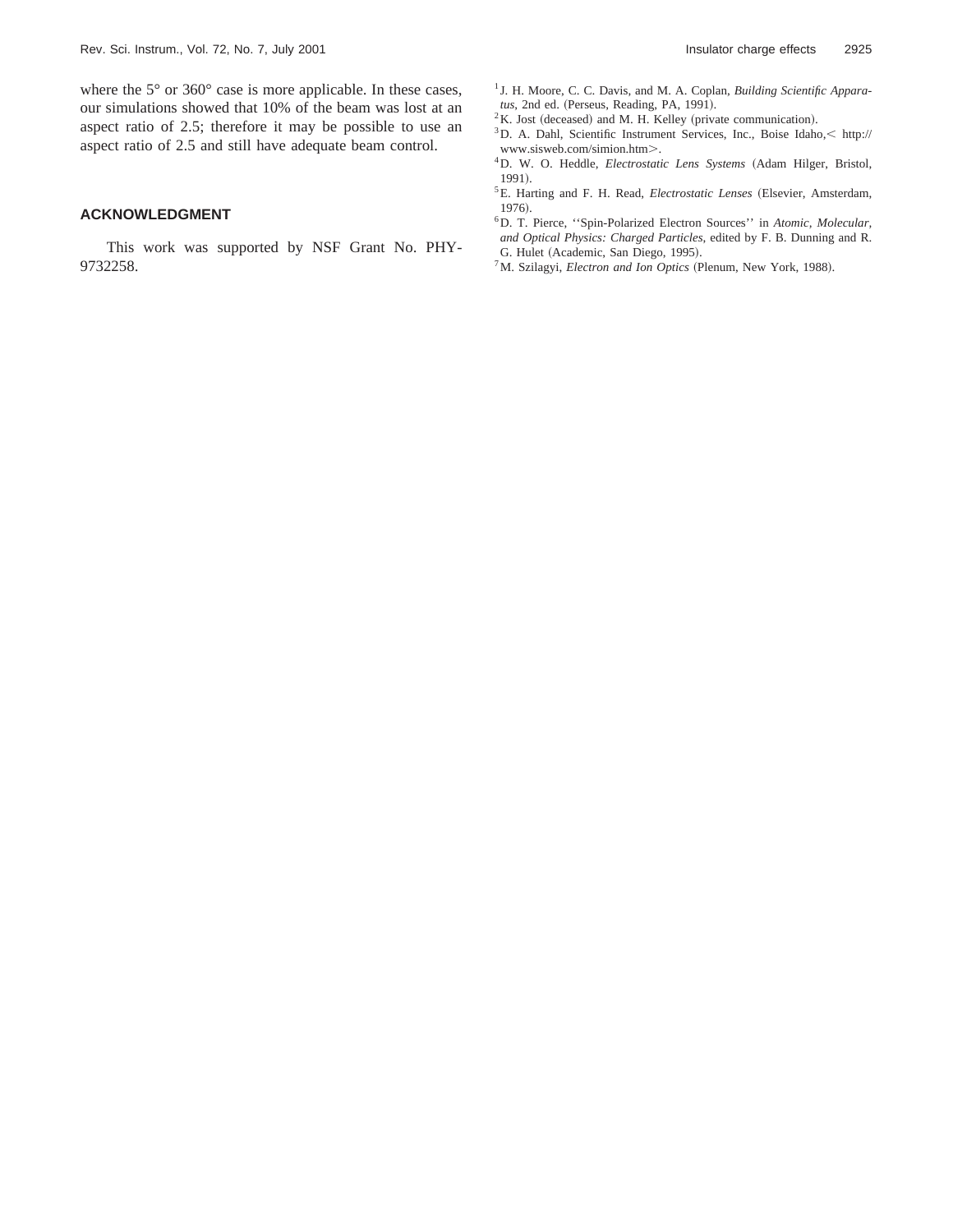where the 5° or 360° case is more applicable. In these cases, our simulations showed that 10% of the beam was lost at an aspect ratio of 2.5; therefore it may be possible to use an aspect ratio of 2.5 and still have adequate beam control.

## ACKNOWLEDGMENT

This work was supported by NSF Grant No. PHY-9732258.

[1] J. H. Moore, C. C. Davis, and M. A. Coplan, *Building Scientific Apparatus*, 2nd ed. (Perseus, Reading, PA, 1991).

[2] K. Jost (deceased) and M. H. Kelley (private communication).

[3] D. A. Dahl, Scientific Instrument Services, Inc., Boise Idaho,< http://www.sisweb.com/simion.htm>.

[4] D. W. O. Heddle, *Electrostatic Lens Systems* (Adam Hilger, Bristol, 1991).

[5] E. Harting and F. H. Read, *Electrostatic Lenses* (Elsevier, Amsterdam, 1976).

[6] D. T. Pierce, ''Spin-Polarized Electron Sources'' in *Atomic, Molecular, and Optical Physics: Charged Particles*, edited by F. B. Dunning and R. G. Hulet (Academic, San Diego, 1995).

[7] M. Szilagyi, *Electron and Ion Optics* (Plenum, New York, 1988).